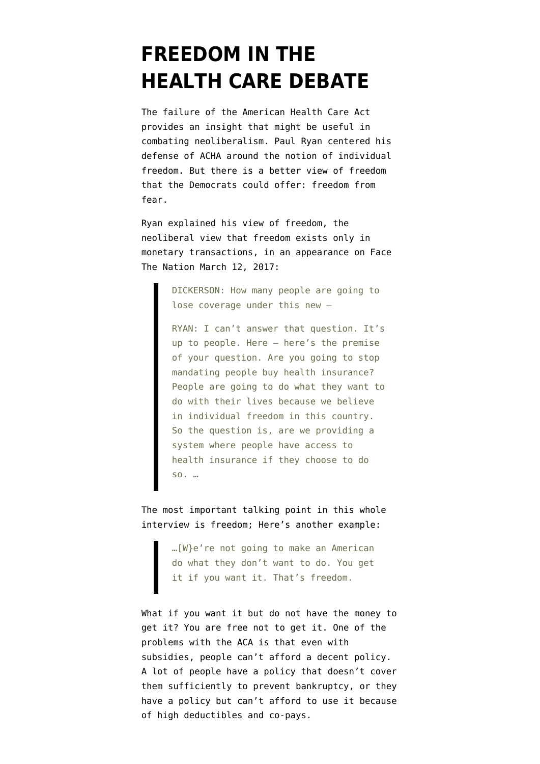# FREEDOM IN THE HEALTH CARE DEBATE

The failure of the American Health Care Act provides an insight that might be useful in combating neoliberalism. Paul Ryan centered his defense of ACHA around the notion of individual freedom. But there is a better view of freedom that the Democrats could offer: freedom from fear.

Ryan explained his view of freedom, the neoliberal view that freedom exists only in monetary transactions, in an appearance on Face The Nation March 12, 2017:

> DICKERSON: How many people are going to lose coverage under this new —
>
> RYAN: I can't answer that question. It's up to people. Here — here's the premise of your question. Are you going to stop mandating people buy health insurance? People are going to do what they want to do with their lives because we believe in individual freedom in this country. So the question is, are we providing a system where people have access to health insurance if they choose to do so. …

The most important talking point in this whole interview is freedom; Here's another example:

> …[W}e're not going to make an American do what they don't want to do. You get it if you want it. That's freedom.

What if you want it but do not have the money to get it? You are free not to get it. One of the problems with the ACA is that even with subsidies, people can't afford a decent policy. A lot of people have a policy that doesn't cover them sufficiently to prevent bankruptcy, or they have a policy but can't afford to use it because of high deductibles and co-pays.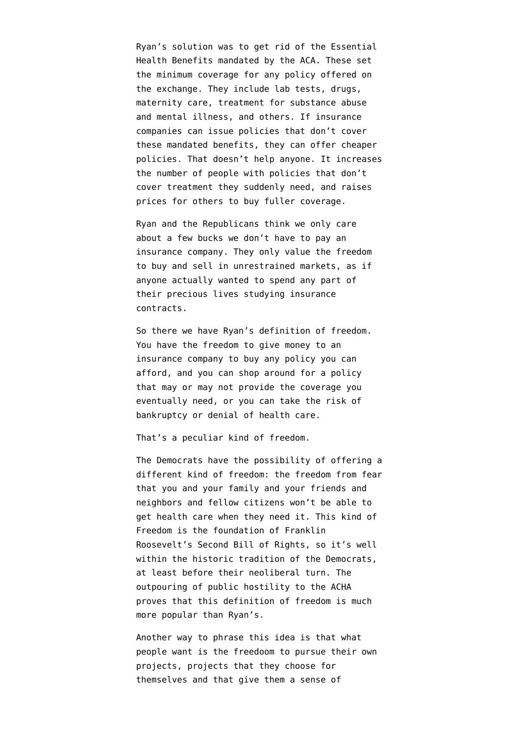Ryan’s solution was to get rid of the Essential Health Benefits mandated by the ACA. These set the minimum coverage for any policy offered on the exchange. They include lab tests, drugs, maternity care, treatment for substance abuse and mental illness, and others. If insurance companies can issue policies that don’t cover these mandated benefits, they can offer cheaper policies. That doesn’t help anyone. It increases the number of people with policies that don’t cover treatment they suddenly need, and raises prices for others to buy fuller coverage.

Ryan and the Republicans think we only care about a few bucks we don’t have to pay an insurance company. They only value the freedom to buy and sell in unrestrained markets, as if anyone actually wanted to spend any part of their precious lives studying insurance contracts.

So there we have Ryan’s definition of freedom. You have the freedom to give money to an insurance company to buy any policy you can afford, and you can shop around for a policy that may or may not provide the coverage you eventually need, or you can take the risk of bankruptcy or denial of health care.

That’s a peculiar kind of freedom.

The Democrats have the possibility of offering a different kind of freedom: the freedom from fear that you and your family and your friends and neighbors and fellow citizens won’t be able to get health care when they need it. This kind of Freedom is the foundation of Franklin Roosevelt’s Second Bill of Rights, so it’s well within the historic tradition of the Democrats, at least before their neoliberal turn. The outpouring of public hostility to the ACHA proves that this definition of freedom is much more popular than Ryan’s.

Another way to phrase this idea is that what people want is the freedoom to pursue their own projects, projects that they choose for themselves and that give them a sense of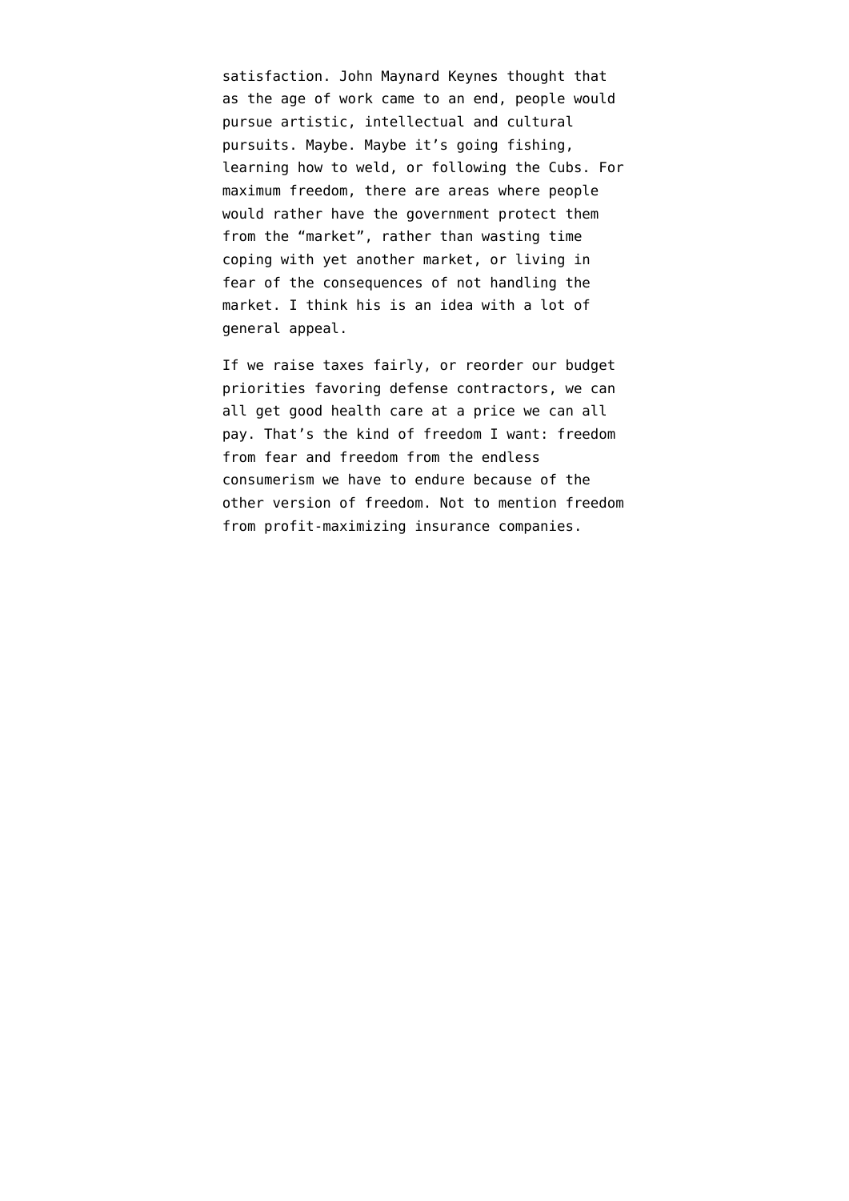satisfaction. John Maynard Keynes thought that as the age of work came to an end, people would pursue artistic, intellectual and cultural pursuits. Maybe. Maybe it's going fishing, learning how to weld, or following the Cubs. For maximum freedom, there are areas where people would rather have the government protect them from the "market", rather than wasting time coping with yet another market, or living in fear of the consequences of not handling the market. I think his is an idea with a lot of general appeal.

If we raise taxes fairly, or reorder our budget priorities favoring defense contractors, we can all get good health care at a price we can all pay. That's the kind of freedom I want: freedom from fear and freedom from the endless consumerism we have to endure because of the other version of freedom. Not to mention freedom from profit-maximizing insurance companies.